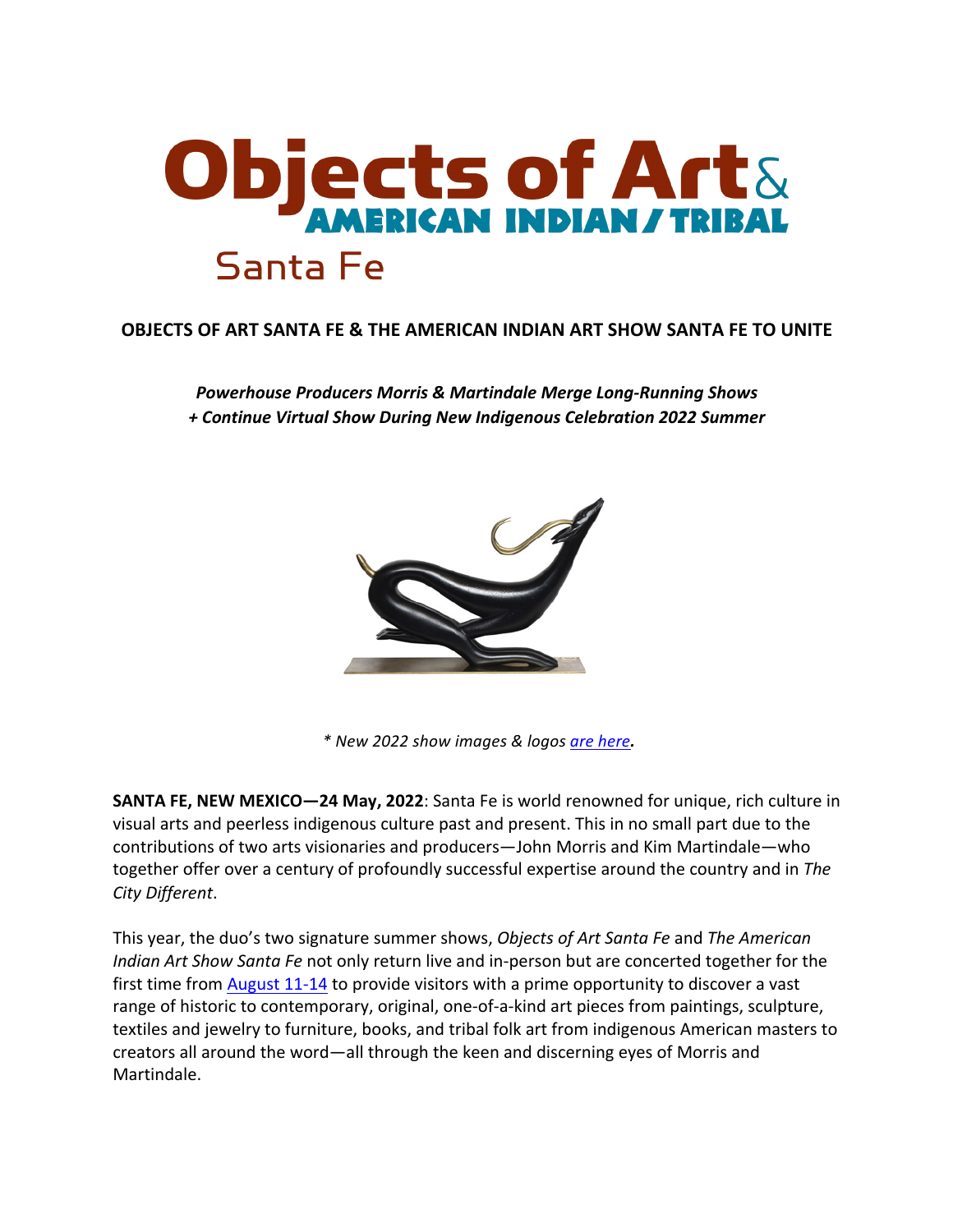# Objects of Art & AMERICAN INDIAN / TRIBAL Santa Fe

**OBJECTS OF ART SANTA FE & THE AMERICAN INDIAN ART SHOW SANTA FE TO UNITE**

***Powerhouse Producers Morris & Martindale Merge Long-Running Shows***
***+ Continue Virtual Show During New Indigenous Celebration 2022 Summer***

*\* New 2022 show images & logos [are here](#)**.***

**SANTA FE, NEW MEXICO—24 May, 2022**: Santa Fe is world renowned for unique, rich culture in visual arts and peerless indigenous culture past and present. This in no small part due to the contributions of two arts visionaries and producers—John Morris and Kim Martindale—who together offer over a century of profoundly successful expertise around the country and in *The City Different*.

This year, the duo's two signature summer shows, *Objects of Art Santa Fe* and *The American Indian Art Show Santa Fe* not only return live and in-person but are concerted together for the first time from [August 11-14](#) to provide visitors with a prime opportunity to discover a vast range of historic to contemporary, original, one-of-a-kind art pieces from paintings, sculpture, textiles and jewelry to furniture, books, and tribal folk art from indigenous American masters to creators all around the word—all through the keen and discerning eyes of Morris and Martindale.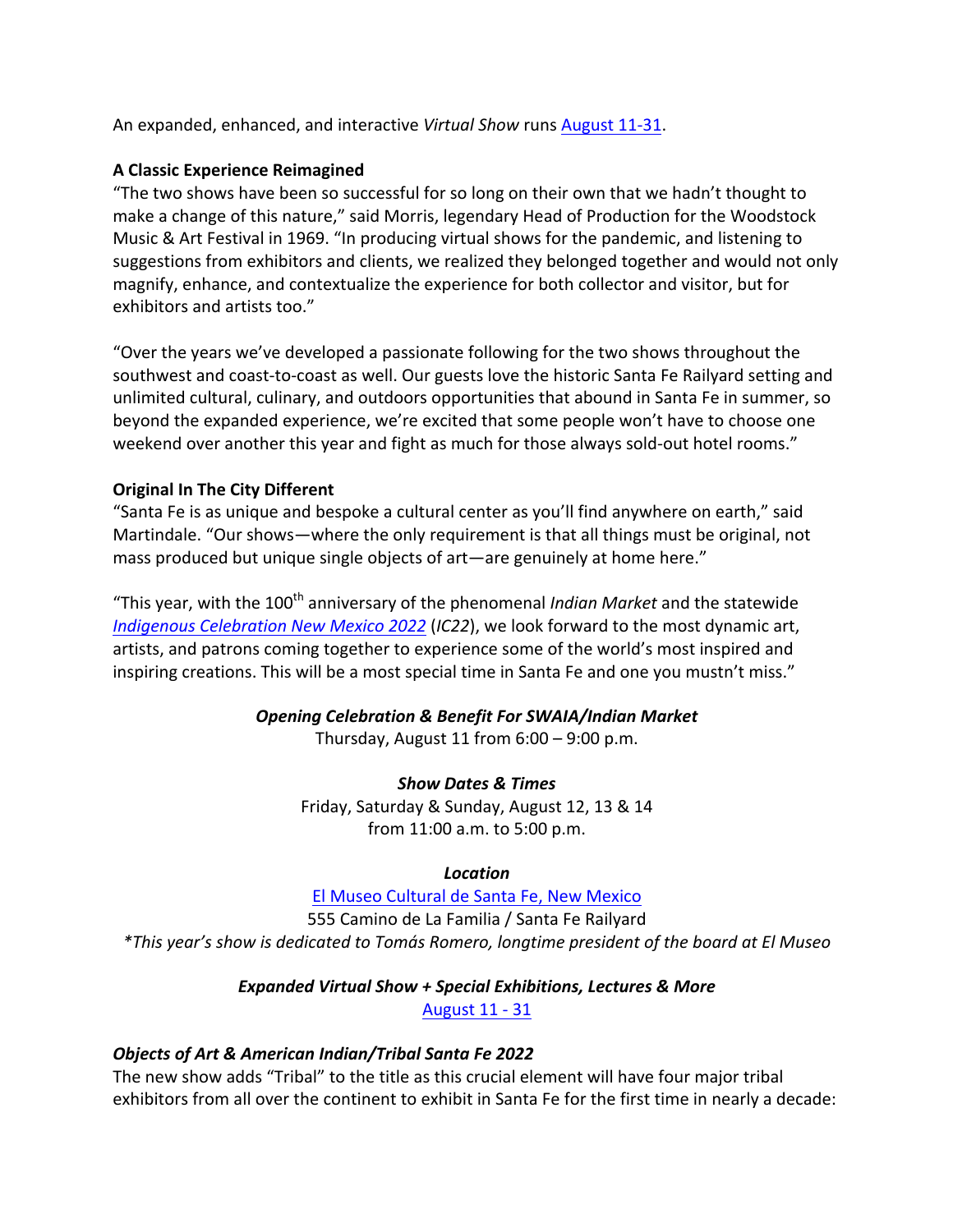An expanded, enhanced, and interactive *Virtual Show* runs August 11-31.

**A Classic Experience Reimagined**

"The two shows have been so successful for so long on their own that we hadn't thought to make a change of this nature," said Morris, legendary Head of Production for the Woodstock Music & Art Festival in 1969. "In producing virtual shows for the pandemic, and listening to suggestions from exhibitors and clients, we realized they belonged together and would not only magnify, enhance, and contextualize the experience for both collector and visitor, but for exhibitors and artists too."

"Over the years we've developed a passionate following for the two shows throughout the southwest and coast-to-coast as well. Our guests love the historic Santa Fe Railyard setting and unlimited cultural, culinary, and outdoors opportunities that abound in Santa Fe in summer, so beyond the expanded experience, we're excited that some people won't have to choose one weekend over another this year and fight as much for those always sold-out hotel rooms."

**Original In The City Different**

"Santa Fe is as unique and bespoke a cultural center as you'll find anywhere on earth," said Martindale. "Our shows—where the only requirement is that all things must be original, not mass produced but unique single objects of art—are genuinely at home here."

"This year, with the 100th anniversary of the phenomenal *Indian Market* and the statewide *Indigenous Celebration New Mexico 2022* (*IC22*), we look forward to the most dynamic art, artists, and patrons coming together to experience some of the world's most inspired and inspiring creations. This will be a most special time in Santa Fe and one you mustn't miss."

***Opening Celebration & Benefit For SWAIA/Indian Market***
Thursday, August 11 from 6:00 – 9:00 p.m.

***Show Dates & Times***
Friday, Saturday & Sunday, August 12, 13 & 14
from 11:00 a.m. to 5:00 p.m.

***Location***
El Museo Cultural de Santa Fe, New Mexico
555 Camino de La Familia / Santa Fe Railyard
*\*This year's show is dedicated to Tomás Romero, longtime president of the board at El Museo*

***Expanded Virtual Show + Special Exhibitions, Lectures & More***
August 11 - 31

***Objects of Art & American Indian/Tribal Santa Fe 2022***

The new show adds "Tribal" to the title as this crucial element will have four major tribal exhibitors from all over the continent to exhibit in Santa Fe for the first time in nearly a decade: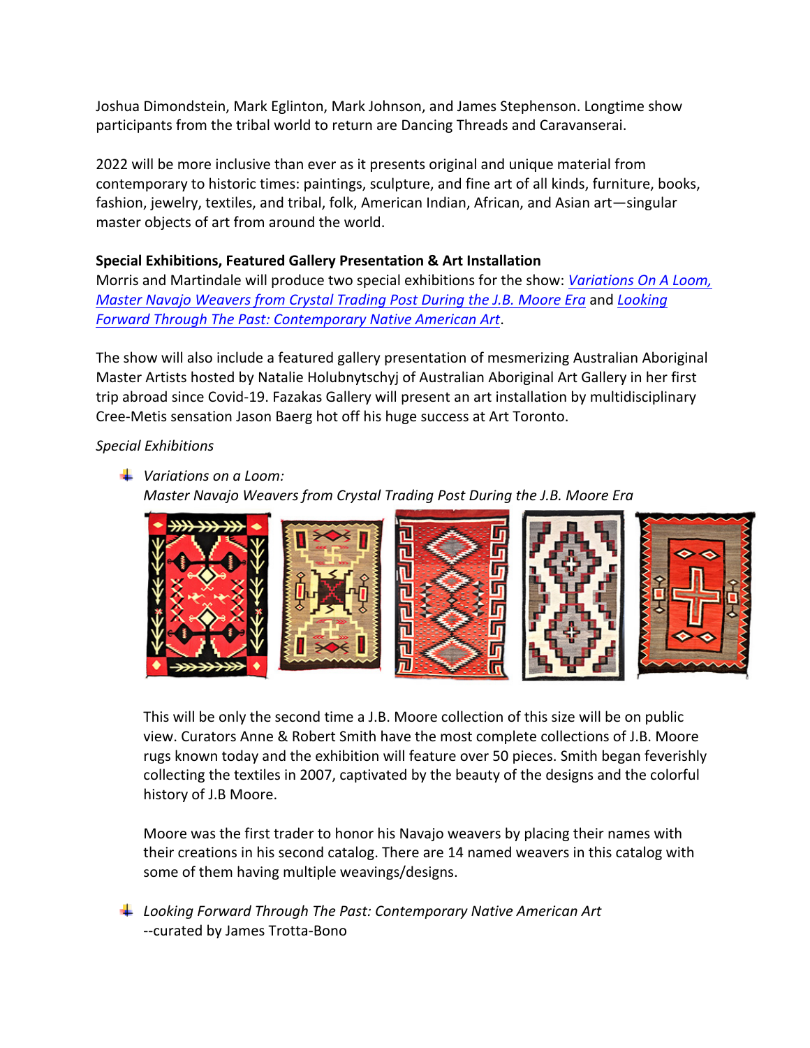Joshua Dimondstein, Mark Eglinton, Mark Johnson, and James Stephenson. Longtime show participants from the tribal world to return are Dancing Threads and Caravanserai.

2022 will be more inclusive than ever as it presents original and unique material from contemporary to historic times: paintings, sculpture, and fine art of all kinds, furniture, books, fashion, jewelry, textiles, and tribal, folk, American Indian, African, and Asian art—singular master objects of art from around the world.

**Special Exhibitions, Featured Gallery Presentation & Art Installation**

Morris and Martindale will produce two special exhibitions for the show: *Variations On A Loom, Master Navajo Weavers from Crystal Trading Post During the J.B. Moore Era* and *Looking Forward Through The Past: Contemporary Native American Art*.

The show will also include a featured gallery presentation of mesmerizing Australian Aboriginal Master Artists hosted by Natalie Holubnytschyj of Australian Aboriginal Art Gallery in her first trip abroad since Covid-19. Fazakas Gallery will present an art installation by multidisciplinary Cree-Metis sensation Jason Baerg hot off his huge success at Art Toronto.

*Special Exhibitions*

- *Variations on a Loom:*
  *Master Navajo Weavers from Crystal Trading Post During the J.B. Moore Era*

  This will be only the second time a J.B. Moore collection of this size will be on public view. Curators Anne & Robert Smith have the most complete collections of J.B. Moore rugs known today and the exhibition will feature over 50 pieces. Smith began feverishly collecting the textiles in 2007, captivated by the beauty of the designs and the colorful history of J.B Moore.

  Moore was the first trader to honor his Navajo weavers by placing their names with their creations in his second catalog. There are 14 named weavers in this catalog with some of them having multiple weavings/designs.

- *Looking Forward Through The Past: Contemporary Native American Art*
  --curated by James Trotta-Bono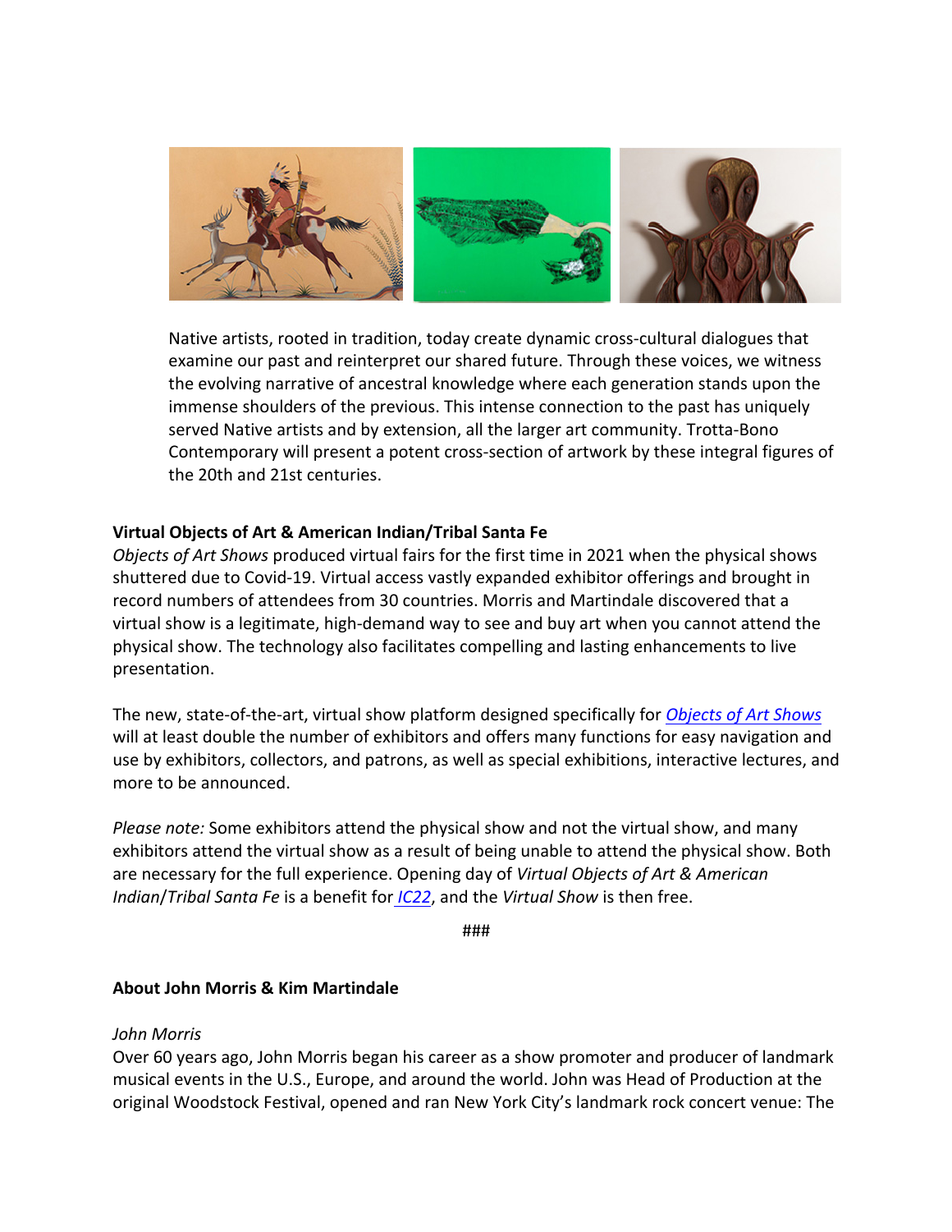Native artists, rooted in tradition, today create dynamic cross-cultural dialogues that examine our past and reinterpret our shared future. Through these voices, we witness the evolving narrative of ancestral knowledge where each generation stands upon the immense shoulders of the previous. This intense connection to the past has uniquely served Native artists and by extension, all the larger art community. Trotta-Bono Contemporary will present a potent cross-section of artwork by these integral figures of the 20th and 21st centuries.

**Virtual Objects of Art & American Indian/Tribal Santa Fe**

*Objects of Art Shows* produced virtual fairs for the first time in 2021 when the physical shows shuttered due to Covid-19. Virtual access vastly expanded exhibitor offerings and brought in record numbers of attendees from 30 countries. Morris and Martindale discovered that a virtual show is a legitimate, high-demand way to see and buy art when you cannot attend the physical show. The technology also facilitates compelling and lasting enhancements to live presentation.

The new, state-of-the-art, virtual show platform designed specifically for *Objects of Art Shows* will at least double the number of exhibitors and offers many functions for easy navigation and use by exhibitors, collectors, and patrons, as well as special exhibitions, interactive lectures, and more to be announced.

*Please note:* Some exhibitors attend the physical show and not the virtual show, and many exhibitors attend the virtual show as a result of being unable to attend the physical show. Both are necessary for the full experience. Opening day of *Virtual Objects of Art & American Indian/Tribal Santa Fe* is a benefit for *IC22*, and the *Virtual Show* is then free.

###

**About John Morris & Kim Martindale**

*John Morris*

Over 60 years ago, John Morris began his career as a show promoter and producer of landmark musical events in the U.S., Europe, and around the world. John was Head of Production at the original Woodstock Festival, opened and ran New York City's landmark rock concert venue: The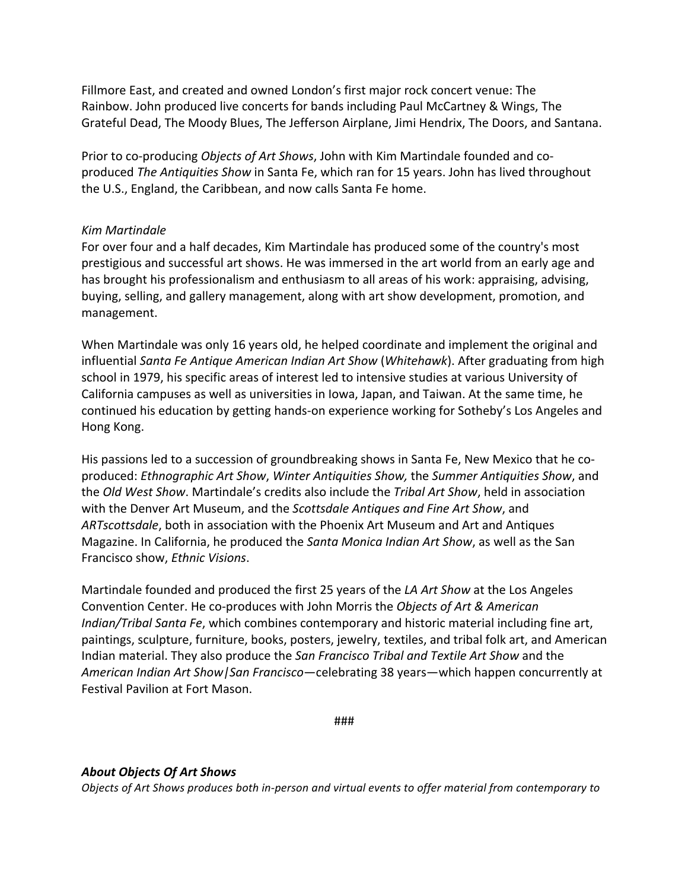Fillmore East, and created and owned London's first major rock concert venue: The Rainbow. John produced live concerts for bands including Paul McCartney & Wings, The Grateful Dead, The Moody Blues, The Jefferson Airplane, Jimi Hendrix, The Doors, and Santana.

Prior to co-producing *Objects of Art Shows*, John with Kim Martindale founded and co-produced *The Antiquities Show* in Santa Fe, which ran for 15 years. John has lived throughout the U.S., England, the Caribbean, and now calls Santa Fe home.

*Kim Martindale*

For over four and a half decades, Kim Martindale has produced some of the country's most prestigious and successful art shows. He was immersed in the art world from an early age and has brought his professionalism and enthusiasm to all areas of his work: appraising, advising, buying, selling, and gallery management, along with art show development, promotion, and management.

When Martindale was only 16 years old, he helped coordinate and implement the original and influential *Santa Fe Antique American Indian Art Show* (*Whitehawk*). After graduating from high school in 1979, his specific areas of interest led to intensive studies at various University of California campuses as well as universities in Iowa, Japan, and Taiwan. At the same time, he continued his education by getting hands-on experience working for Sotheby's Los Angeles and Hong Kong.

His passions led to a succession of groundbreaking shows in Santa Fe, New Mexico that he co-produced: *Ethnographic Art Show*, *Winter Antiquities Show,* the *Summer Antiquities Show*, and the *Old West Show*. Martindale's credits also include the *Tribal Art Show*, held in association with the Denver Art Museum, and the *Scottsdale Antiques and Fine Art Show*, and *ARTscottsdale*, both in association with the Phoenix Art Museum and Art and Antiques Magazine. In California, he produced the *Santa Monica Indian Art Show*, as well as the San Francisco show, *Ethnic Visions*.

Martindale founded and produced the first 25 years of the *LA Art Show* at the Los Angeles Convention Center. He co-produces with John Morris the *Objects of Art & American Indian/Tribal Santa Fe*, which combines contemporary and historic material including fine art, paintings, sculpture, furniture, books, posters, jewelry, textiles, and tribal folk art, and American Indian material. They also produce the *San Francisco Tribal and Textile Art Show* and the *American Indian Art Show|San Francisco*—celebrating 38 years—which happen concurrently at Festival Pavilion at Fort Mason.

###

***About Objects Of Art Shows***

*Objects of Art Shows produces both in-person and virtual events to offer material from contemporary to*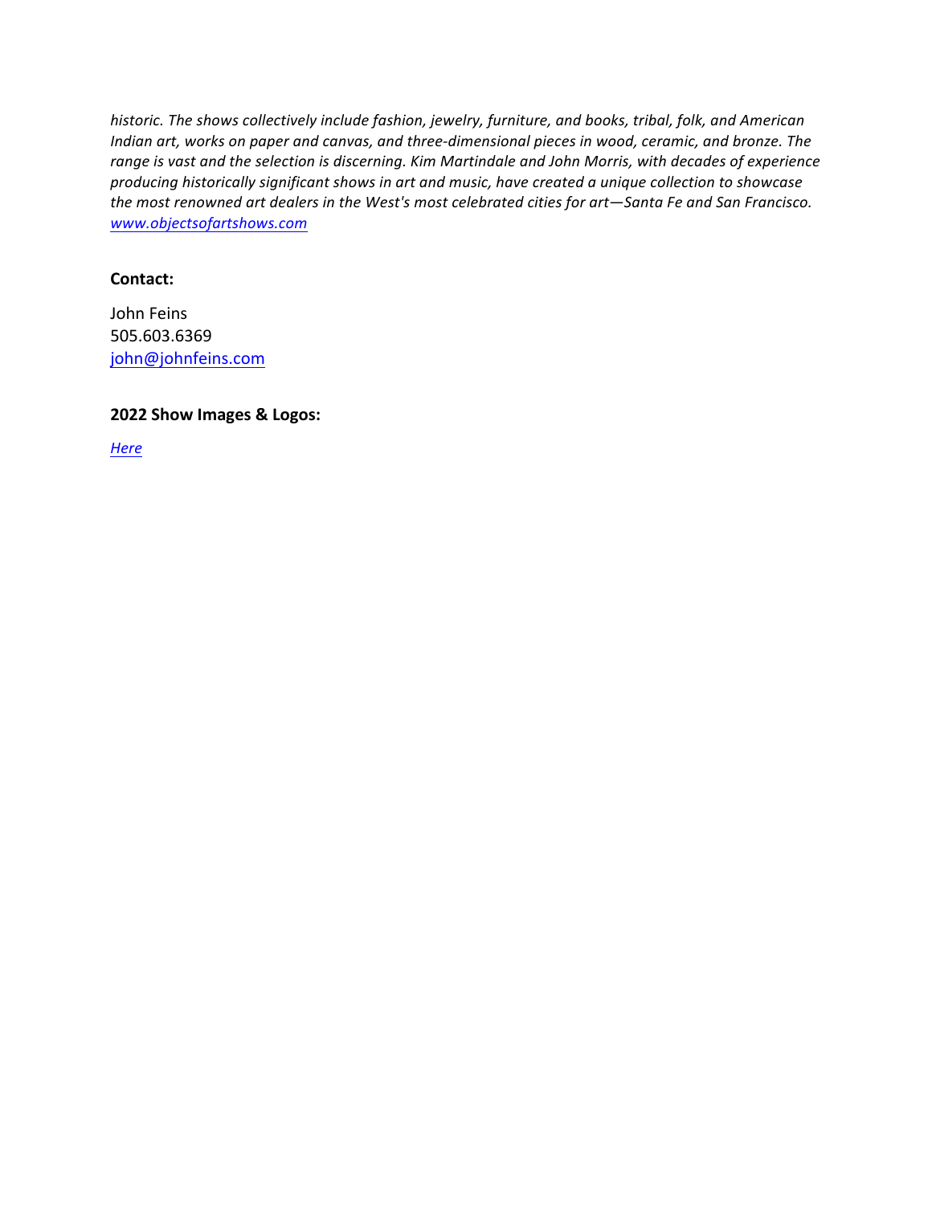*historic. The shows collectively include fashion, jewelry, furniture, and books, tribal, folk, and American Indian art, works on paper and canvas, and three-dimensional pieces in wood, ceramic, and bronze. The range is vast and the selection is discerning. Kim Martindale and John Morris, with decades of experience producing historically significant shows in art and music, have created a unique collection to showcase the most renowned art dealers in the West's most celebrated cities for art—Santa Fe and San Francisco.* *[www.objectsofartshows.com](http://www.objectsofartshows.com)*

**Contact:**

John Feins
505.603.6369
[john@johnfeins.com](mailto:john@johnfeins.com)

**2022 Show Images & Logos:**

*Here*